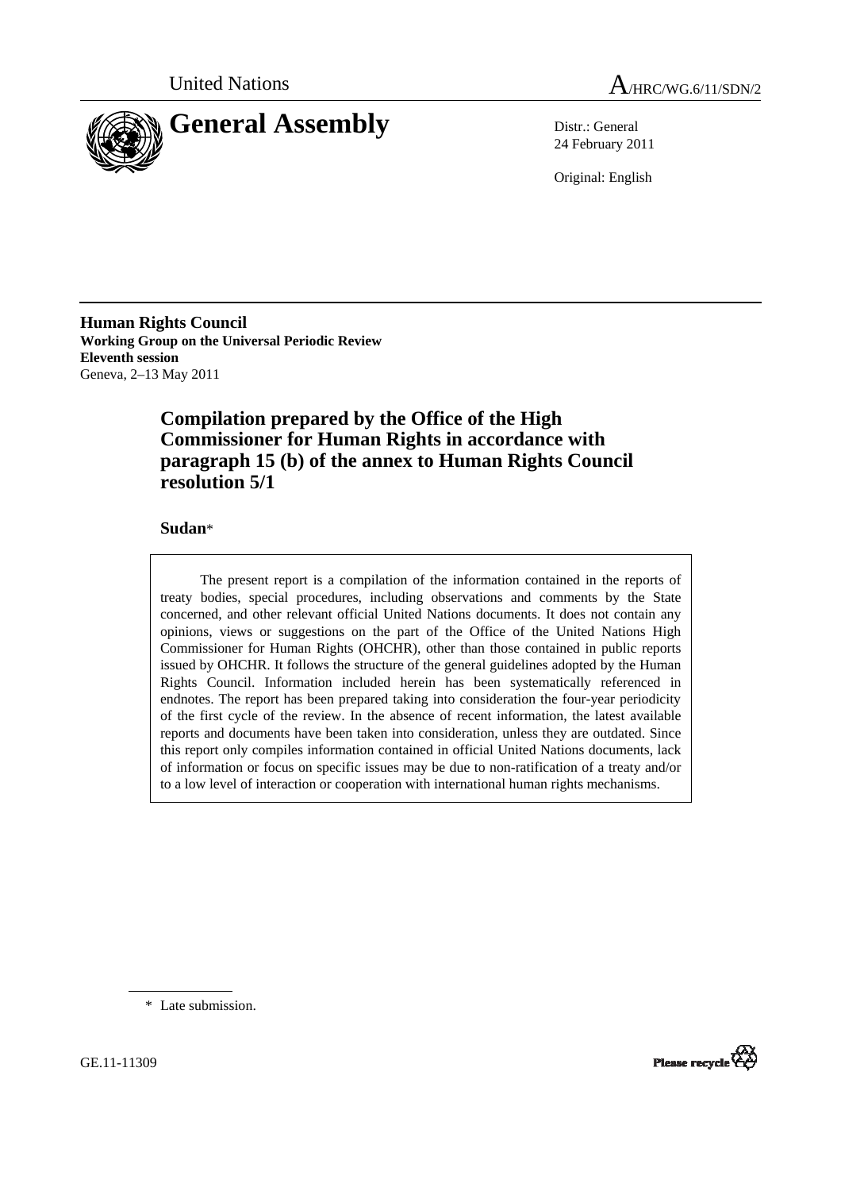United Nations

A/HRC/WG.6/11/SDN/2

# General Assembly

Distr.: General
24 February 2011

Original: English

**Human Rights Council**
**Working Group on the Universal Periodic Review**
**Eleventh session**
Geneva, 2–13 May 2011

## Compilation prepared by the Office of the High Commissioner for Human Rights in accordance with paragraph 15 (b) of the annex to Human Rights Council resolution 5/1

### Sudan*

The present report is a compilation of the information contained in the reports of treaty bodies, special procedures, including observations and comments by the State concerned, and other relevant official United Nations documents. It does not contain any opinions, views or suggestions on the part of the Office of the United Nations High Commissioner for Human Rights (OHCHR), other than those contained in public reports issued by OHCHR. It follows the structure of the general guidelines adopted by the Human Rights Council. Information included herein has been systematically referenced in endnotes. The report has been prepared taking into consideration the four-year periodicity of the first cycle of the review. In the absence of recent information, the latest available reports and documents have been taken into consideration, unless they are outdated. Since this report only compiles information contained in official United Nations documents, lack of information or focus on specific issues may be due to non-ratification of a treaty and/or to a low level of interaction or cooperation with international human rights mechanisms.

\* Late submission.

GE.11-11309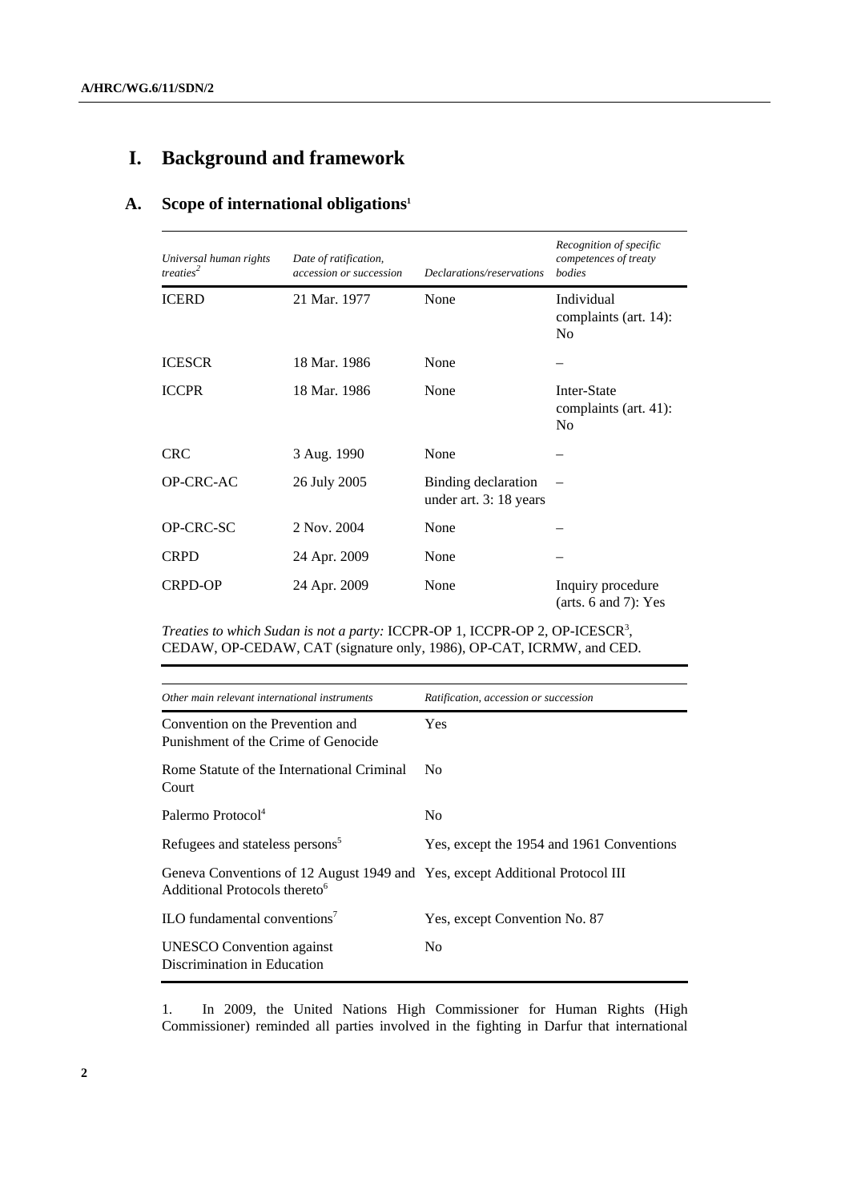# I. Background and framework

## A. Scope of international obligations[1]

| *Universal human rights treaties*[2] | *Date of ratification, accession or succession* | *Declarations/reservations* | *Recognition of specific competences of treaty bodies* |
|---|---|---|---|
| ICERD | 21 Mar. 1977 | None | Individual complaints (art. 14): No |
| ICESCR | 18 Mar. 1986 | None | – |
| ICCPR | 18 Mar. 1986 | None | Inter-State complaints (art. 41): No |
| CRC | 3 Aug. 1990 | None | – |
| OP-CRC-AC | 26 July 2005 | Binding declaration under art. 3: 18 years | – |
| OP-CRC-SC | 2 Nov. 2004 | None | – |
| CRPD | 24 Apr. 2009 | None | – |
| CRPD-OP | 24 Apr. 2009 | None | Inquiry procedure (arts. 6 and 7): Yes |

*Treaties to which Sudan is not a party:* ICCPR-OP 1, ICCPR-OP 2, OP-ICESCR[3], CEDAW, OP-CEDAW, CAT (signature only, 1986), OP-CAT, ICRMW, and CED.

| *Other main relevant international instruments* | *Ratification, accession or succession* |
|---|---|
| Convention on the Prevention and Punishment of the Crime of Genocide | Yes |
| Rome Statute of the International Criminal Court | No |
| Palermo Protocol[4] | No |
| Refugees and stateless persons[5] | Yes, except the 1954 and 1961 Conventions |
| Geneva Conventions of 12 August 1949 and Additional Protocols thereto[6] | Yes, except Additional Protocol III |
| ILO fundamental conventions[7] | Yes, except Convention No. 87 |
| UNESCO Convention against Discrimination in Education | No |

1. In 2009, the United Nations High Commissioner for Human Rights (High Commissioner) reminded all parties involved in the fighting in Darfur that international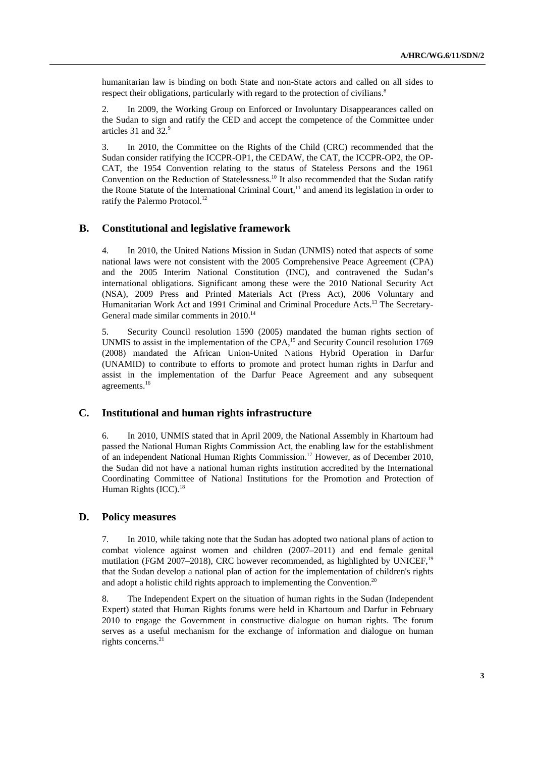humanitarian law is binding on both State and non-State actors and called on all sides to respect their obligations, particularly with regard to the protection of civilians.[8]

2. In 2009, the Working Group on Enforced or Involuntary Disappearances called on the Sudan to sign and ratify the CED and accept the competence of the Committee under articles 31 and 32.[9]

3. In 2010, the Committee on the Rights of the Child (CRC) recommended that the Sudan consider ratifying the ICCPR-OP1, the CEDAW, the CAT, the ICCPR-OP2, the OP-CAT, the 1954 Convention relating to the status of Stateless Persons and the 1961 Convention on the Reduction of Statelessness.[10] It also recommended that the Sudan ratify the Rome Statute of the International Criminal Court,[11] and amend its legislation in order to ratify the Palermo Protocol.[12]

## B. Constitutional and legislative framework

4. In 2010, the United Nations Mission in Sudan (UNMIS) noted that aspects of some national laws were not consistent with the 2005 Comprehensive Peace Agreement (CPA) and the 2005 Interim National Constitution (INC), and contravened the Sudan's international obligations. Significant among these were the 2010 National Security Act (NSA), 2009 Press and Printed Materials Act (Press Act), 2006 Voluntary and Humanitarian Work Act and 1991 Criminal and Criminal Procedure Acts.[13] The Secretary-General made similar comments in 2010.[14]

5. Security Council resolution 1590 (2005) mandated the human rights section of UNMIS to assist in the implementation of the CPA,[15] and Security Council resolution 1769 (2008) mandated the African Union-United Nations Hybrid Operation in Darfur (UNAMID) to contribute to efforts to promote and protect human rights in Darfur and assist in the implementation of the Darfur Peace Agreement and any subsequent agreements.[16]

## C. Institutional and human rights infrastructure

6. In 2010, UNMIS stated that in April 2009, the National Assembly in Khartoum had passed the National Human Rights Commission Act, the enabling law for the establishment of an independent National Human Rights Commission.[17] However, as of December 2010, the Sudan did not have a national human rights institution accredited by the International Coordinating Committee of National Institutions for the Promotion and Protection of Human Rights (ICC).[18]

## D. Policy measures

7. In 2010, while taking note that the Sudan has adopted two national plans of action to combat violence against women and children (2007–2011) and end female genital mutilation (FGM 2007–2018), CRC however recommended, as highlighted by UNICEF,[19] that the Sudan develop a national plan of action for the implementation of children's rights and adopt a holistic child rights approach to implementing the Convention.[20]

8. The Independent Expert on the situation of human rights in the Sudan (Independent Expert) stated that Human Rights forums were held in Khartoum and Darfur in February 2010 to engage the Government in constructive dialogue on human rights. The forum serves as a useful mechanism for the exchange of information and dialogue on human rights concerns.[21]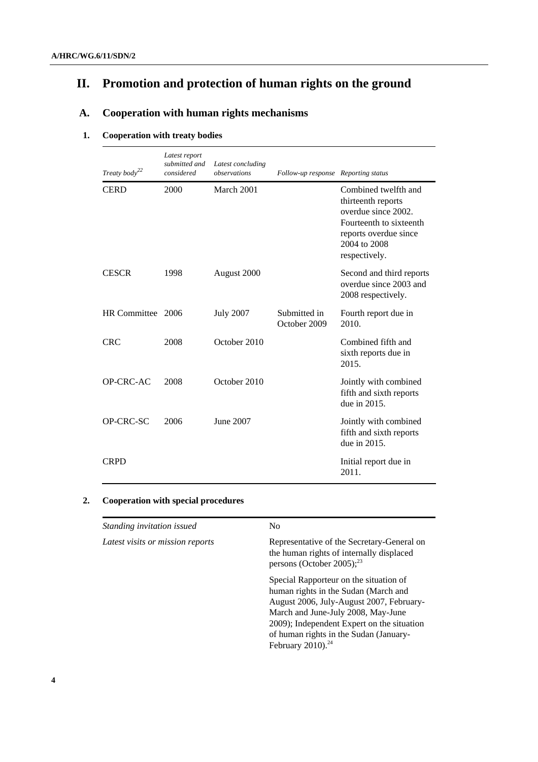# II. Promotion and protection of human rights on the ground

## A. Cooperation with human rights mechanisms

### 1. Cooperation with treaty bodies

| *Treaty body*[22] | *Latest report submitted and considered* | *Latest concluding observations* | *Follow-up response* | *Reporting status* |
|---|---|---|---|---|
| CERD | 2000 | March 2001 | | Combined twelfth and thirteenth reports overdue since 2002. Fourteenth to sixteenth reports overdue since 2004 to 2008 respectively. |
| CESCR | 1998 | August 2000 | | Second and third reports overdue since 2003 and 2008 respectively. |
| HR Committee | 2006 | July 2007 | Submitted in October 2009 | Fourth report due in 2010. |
| CRC | 2008 | October 2010 | | Combined fifth and sixth reports due in 2015. |
| OP-CRC-AC | 2008 | October 2010 | | Jointly with combined fifth and sixth reports due in 2015. |
| OP-CRC-SC | 2006 | June 2007 | | Jointly with combined fifth and sixth reports due in 2015. |
| CRPD | | | | Initial report due in 2011. |

### 2. Cooperation with special procedures

| | |
|---|---|
| *Standing invitation issued* | No |
| *Latest visits or mission reports* | Representative of the Secretary-General on the human rights of internally displaced persons (October 2005);[23] |
| | Special Rapporteur on the situation of human rights in the Sudan (March and August 2006, July-August 2007, February-March and June-July 2008, May-June 2009); Independent Expert on the situation of human rights in the Sudan (January-February 2010).[24] |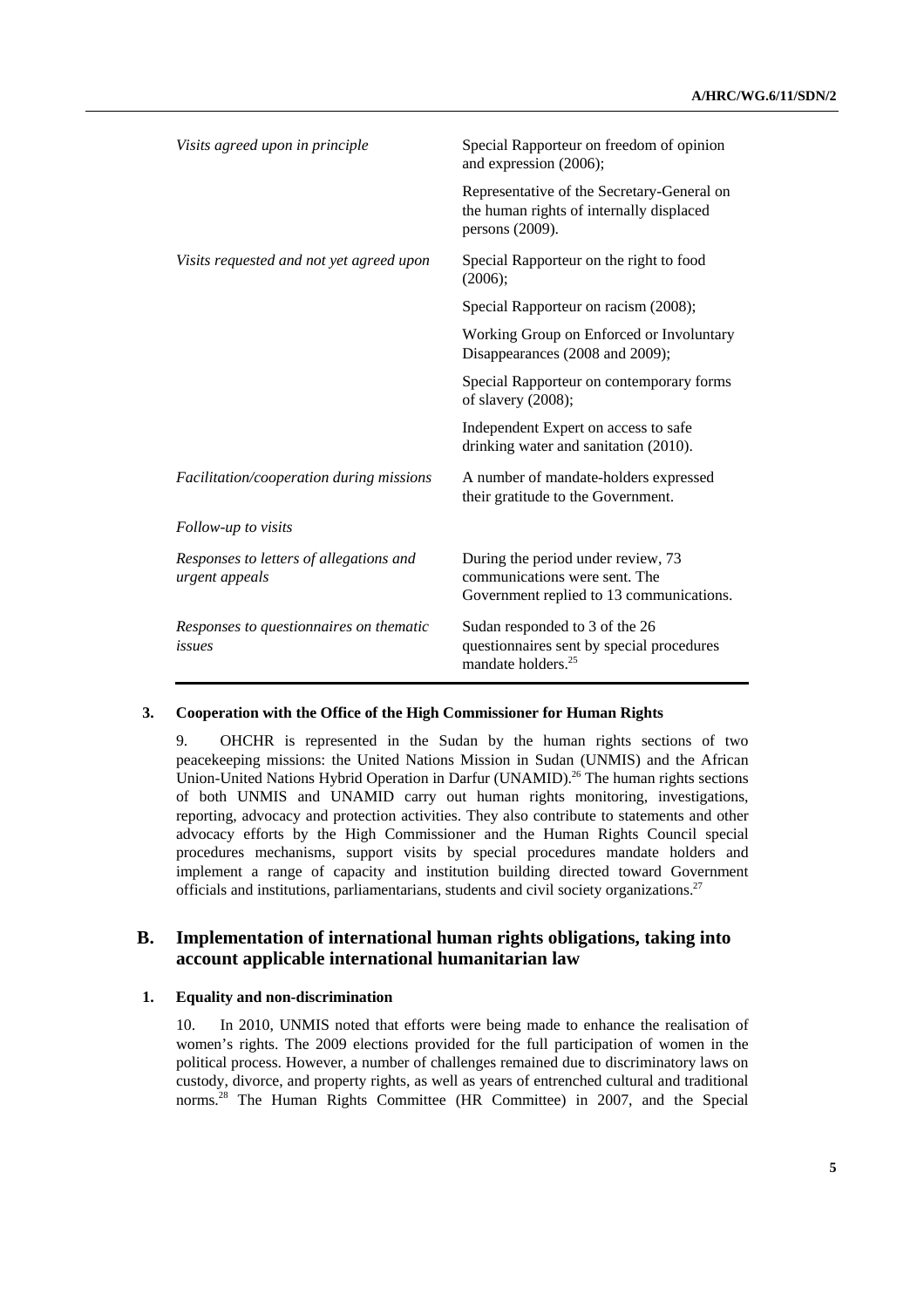| | |
|---|---|
| *Visits agreed upon in principle* | Special Rapporteur on freedom of opinion and expression (2006); |
| | Representative of the Secretary-General on the human rights of internally displaced persons (2009). |
| *Visits requested and not yet agreed upon* | Special Rapporteur on the right to food (2006); |
| | Special Rapporteur on racism (2008); |
| | Working Group on Enforced or Involuntary Disappearances (2008 and 2009); |
| | Special Rapporteur on contemporary forms of slavery (2008); |
| | Independent Expert on access to safe drinking water and sanitation (2010). |
| *Facilitation/cooperation during missions* | A number of mandate-holders expressed their gratitude to the Government. |
| *Follow-up to visits* | |
| *Responses to letters of allegations and urgent appeals* | During the period under review, 73 communications were sent. The Government replied to 13 communications. |
| *Responses to questionnaires on thematic issues* | Sudan responded to 3 of the 26 questionnaires sent by special procedures mandate holders.[25] |

### 3. Cooperation with the Office of the High Commissioner for Human Rights

9. OHCHR is represented in the Sudan by the human rights sections of two peacekeeping missions: the United Nations Mission in Sudan (UNMIS) and the African Union-United Nations Hybrid Operation in Darfur (UNAMID).[26] The human rights sections of both UNMIS and UNAMID carry out human rights monitoring, investigations, reporting, advocacy and protection activities. They also contribute to statements and other advocacy efforts by the High Commissioner and the Human Rights Council special procedures mechanisms, support visits by special procedures mandate holders and implement a range of capacity and institution building directed toward Government officials and institutions, parliamentarians, students and civil society organizations.[27]

## B. Implementation of international human rights obligations, taking into account applicable international humanitarian law

### 1. Equality and non-discrimination

10. In 2010, UNMIS noted that efforts were being made to enhance the realisation of women's rights. The 2009 elections provided for the full participation of women in the political process. However, a number of challenges remained due to discriminatory laws on custody, divorce, and property rights, as well as years of entrenched cultural and traditional norms.[28] The Human Rights Committee (HR Committee) in 2007, and the Special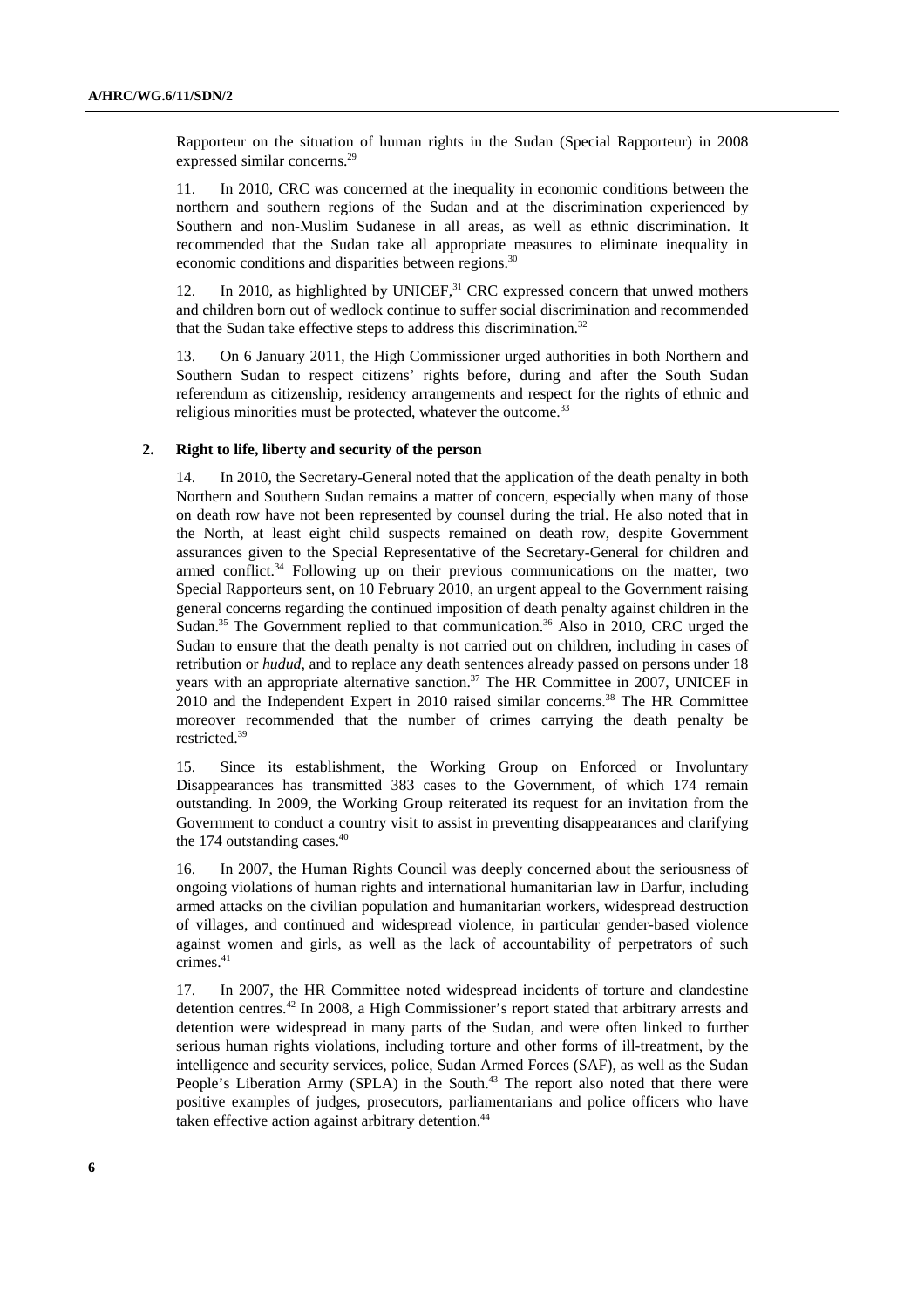Rapporteur on the situation of human rights in the Sudan (Special Rapporteur) in 2008 expressed similar concerns.[29]

11. In 2010, CRC was concerned at the inequality in economic conditions between the northern and southern regions of the Sudan and at the discrimination experienced by Southern and non-Muslim Sudanese in all areas, as well as ethnic discrimination. It recommended that the Sudan take all appropriate measures to eliminate inequality in economic conditions and disparities between regions.[30]

12. In 2010, as highlighted by UNICEF,[31] CRC expressed concern that unwed mothers and children born out of wedlock continue to suffer social discrimination and recommended that the Sudan take effective steps to address this discrimination.[32]

13. On 6 January 2011, the High Commissioner urged authorities in both Northern and Southern Sudan to respect citizens' rights before, during and after the South Sudan referendum as citizenship, residency arrangements and respect for the rights of ethnic and religious minorities must be protected, whatever the outcome.[33]

### 2. Right to life, liberty and security of the person

14. In 2010, the Secretary-General noted that the application of the death penalty in both Northern and Southern Sudan remains a matter of concern, especially when many of those on death row have not been represented by counsel during the trial. He also noted that in the North, at least eight child suspects remained on death row, despite Government assurances given to the Special Representative of the Secretary-General for children and armed conflict.[34] Following up on their previous communications on the matter, two Special Rapporteurs sent, on 10 February 2010, an urgent appeal to the Government raising general concerns regarding the continued imposition of death penalty against children in the Sudan.[35] The Government replied to that communication.[36] Also in 2010, CRC urged the Sudan to ensure that the death penalty is not carried out on children, including in cases of retribution or *hudud*, and to replace any death sentences already passed on persons under 18 years with an appropriate alternative sanction.[37] The HR Committee in 2007, UNICEF in 2010 and the Independent Expert in 2010 raised similar concerns.[38] The HR Committee moreover recommended that the number of crimes carrying the death penalty be restricted.[39]

15. Since its establishment, the Working Group on Enforced or Involuntary Disappearances has transmitted 383 cases to the Government, of which 174 remain outstanding. In 2009, the Working Group reiterated its request for an invitation from the Government to conduct a country visit to assist in preventing disappearances and clarifying the 174 outstanding cases.[40]

16. In 2007, the Human Rights Council was deeply concerned about the seriousness of ongoing violations of human rights and international humanitarian law in Darfur, including armed attacks on the civilian population and humanitarian workers, widespread destruction of villages, and continued and widespread violence, in particular gender-based violence against women and girls, as well as the lack of accountability of perpetrators of such crimes.[41]

17. In 2007, the HR Committee noted widespread incidents of torture and clandestine detention centres.[42] In 2008, a High Commissioner's report stated that arbitrary arrests and detention were widespread in many parts of the Sudan, and were often linked to further serious human rights violations, including torture and other forms of ill-treatment, by the intelligence and security services, police, Sudan Armed Forces (SAF), as well as the Sudan People's Liberation Army (SPLA) in the South.[43] The report also noted that there were positive examples of judges, prosecutors, parliamentarians and police officers who have taken effective action against arbitrary detention.[44]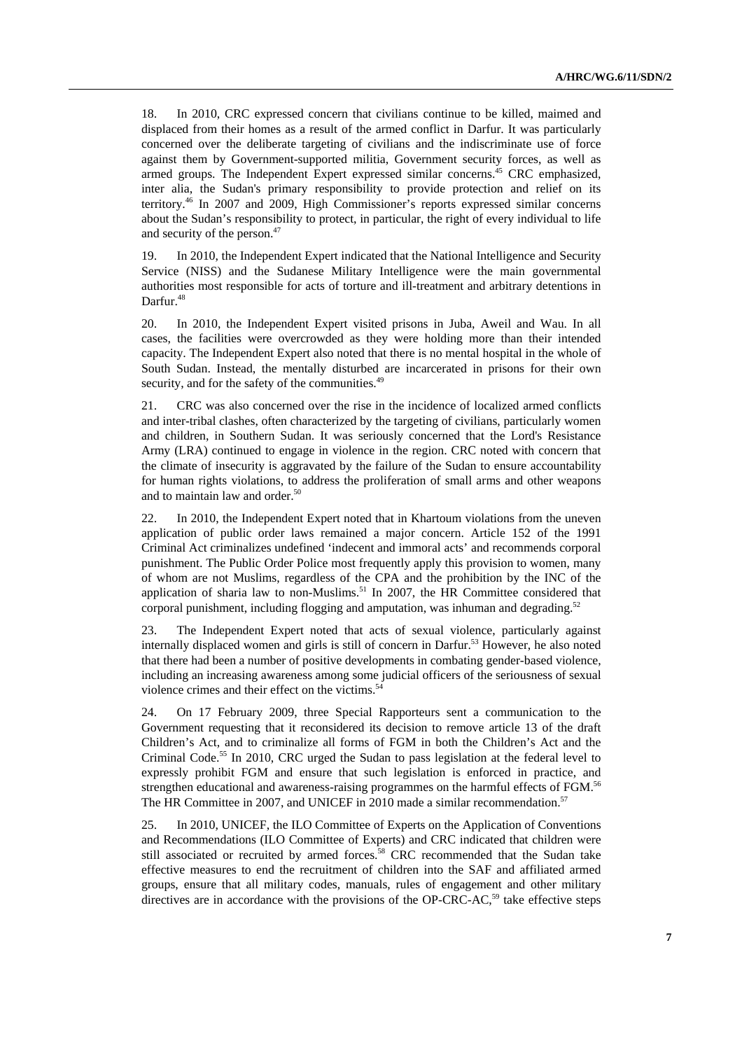18. In 2010, CRC expressed concern that civilians continue to be killed, maimed and displaced from their homes as a result of the armed conflict in Darfur. It was particularly concerned over the deliberate targeting of civilians and the indiscriminate use of force against them by Government-supported militia, Government security forces, as well as armed groups. The Independent Expert expressed similar concerns.[45] CRC emphasized, inter alia, the Sudan's primary responsibility to provide protection and relief on its territory.[46] In 2007 and 2009, High Commissioner's reports expressed similar concerns about the Sudan's responsibility to protect, in particular, the right of every individual to life and security of the person.[47]

19. In 2010, the Independent Expert indicated that the National Intelligence and Security Service (NISS) and the Sudanese Military Intelligence were the main governmental authorities most responsible for acts of torture and ill-treatment and arbitrary detentions in Darfur.[48]

20. In 2010, the Independent Expert visited prisons in Juba, Aweil and Wau. In all cases, the facilities were overcrowded as they were holding more than their intended capacity. The Independent Expert also noted that there is no mental hospital in the whole of South Sudan. Instead, the mentally disturbed are incarcerated in prisons for their own security, and for the safety of the communities.[49]

21. CRC was also concerned over the rise in the incidence of localized armed conflicts and inter-tribal clashes, often characterized by the targeting of civilians, particularly women and children, in Southern Sudan. It was seriously concerned that the Lord's Resistance Army (LRA) continued to engage in violence in the region. CRC noted with concern that the climate of insecurity is aggravated by the failure of the Sudan to ensure accountability for human rights violations, to address the proliferation of small arms and other weapons and to maintain law and order.[50]

22. In 2010, the Independent Expert noted that in Khartoum violations from the uneven application of public order laws remained a major concern. Article 152 of the 1991 Criminal Act criminalizes undefined 'indecent and immoral acts' and recommends corporal punishment. The Public Order Police most frequently apply this provision to women, many of whom are not Muslims, regardless of the CPA and the prohibition by the INC of the application of sharia law to non-Muslims.[51] In 2007, the HR Committee considered that corporal punishment, including flogging and amputation, was inhuman and degrading.[52]

23. The Independent Expert noted that acts of sexual violence, particularly against internally displaced women and girls is still of concern in Darfur.[53] However, he also noted that there had been a number of positive developments in combating gender-based violence, including an increasing awareness among some judicial officers of the seriousness of sexual violence crimes and their effect on the victims.[54]

24. On 17 February 2009, three Special Rapporteurs sent a communication to the Government requesting that it reconsidered its decision to remove article 13 of the draft Children's Act, and to criminalize all forms of FGM in both the Children's Act and the Criminal Code.[55] In 2010, CRC urged the Sudan to pass legislation at the federal level to expressly prohibit FGM and ensure that such legislation is enforced in practice, and strengthen educational and awareness-raising programmes on the harmful effects of FGM.[56] The HR Committee in 2007, and UNICEF in 2010 made a similar recommendation.[57]

25. In 2010, UNICEF, the ILO Committee of Experts on the Application of Conventions and Recommendations (ILO Committee of Experts) and CRC indicated that children were still associated or recruited by armed forces.[58] CRC recommended that the Sudan take effective measures to end the recruitment of children into the SAF and affiliated armed groups, ensure that all military codes, manuals, rules of engagement and other military directives are in accordance with the provisions of the OP-CRC-AC,[59] take effective steps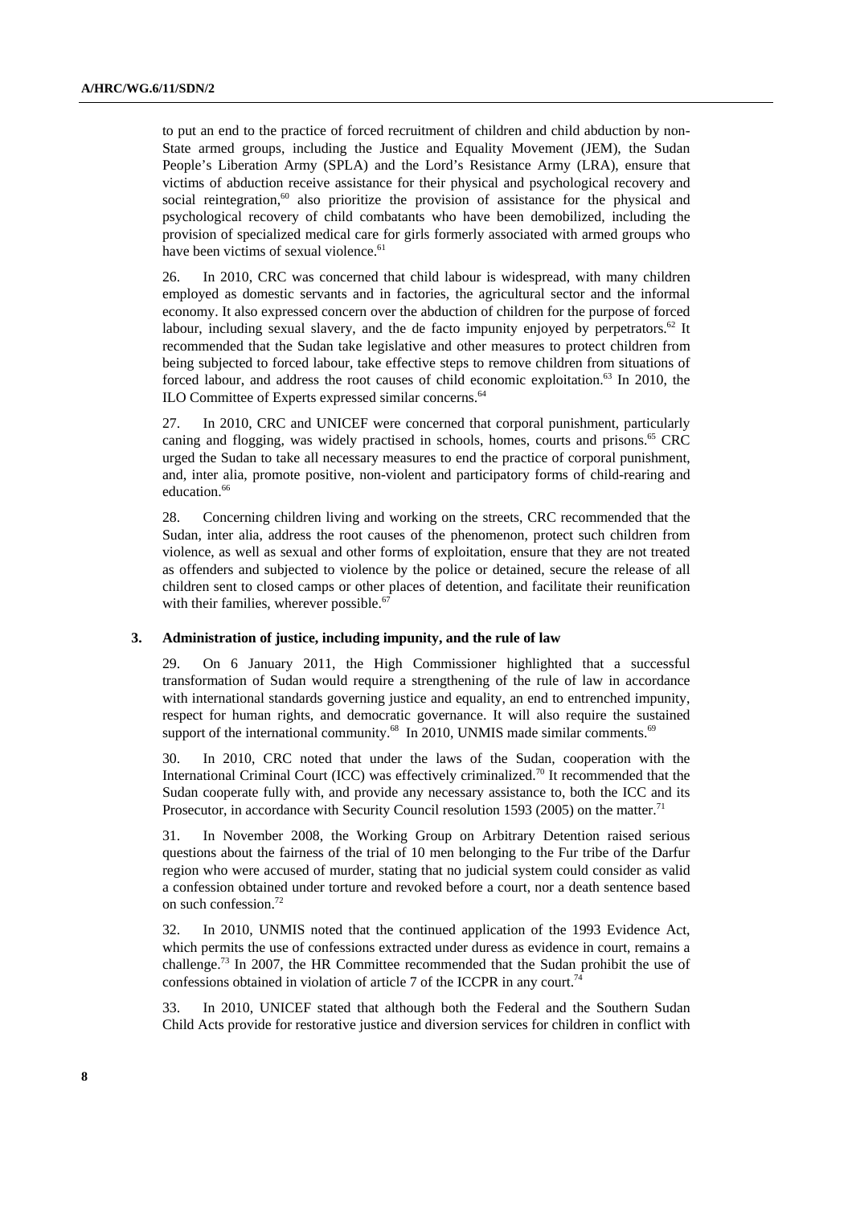to put an end to the practice of forced recruitment of children and child abduction by non-State armed groups, including the Justice and Equality Movement (JEM), the Sudan People's Liberation Army (SPLA) and the Lord's Resistance Army (LRA), ensure that victims of abduction receive assistance for their physical and psychological recovery and social reintegration,[60] also prioritize the provision of assistance for the physical and psychological recovery of child combatants who have been demobilized, including the provision of specialized medical care for girls formerly associated with armed groups who have been victims of sexual violence.[61]

26. In 2010, CRC was concerned that child labour is widespread, with many children employed as domestic servants and in factories, the agricultural sector and the informal economy. It also expressed concern over the abduction of children for the purpose of forced labour, including sexual slavery, and the de facto impunity enjoyed by perpetrators.[62] It recommended that the Sudan take legislative and other measures to protect children from being subjected to forced labour, take effective steps to remove children from situations of forced labour, and address the root causes of child economic exploitation.[63] In 2010, the ILO Committee of Experts expressed similar concerns.[64]

27. In 2010, CRC and UNICEF were concerned that corporal punishment, particularly caning and flogging, was widely practised in schools, homes, courts and prisons.[65] CRC urged the Sudan to take all necessary measures to end the practice of corporal punishment, and, inter alia, promote positive, non-violent and participatory forms of child-rearing and education.[66]

28. Concerning children living and working on the streets, CRC recommended that the Sudan, inter alia, address the root causes of the phenomenon, protect such children from violence, as well as sexual and other forms of exploitation, ensure that they are not treated as offenders and subjected to violence by the police or detained, secure the release of all children sent to closed camps or other places of detention, and facilitate their reunification with their families, wherever possible.[67]

### 3. Administration of justice, including impunity, and the rule of law

29. On 6 January 2011, the High Commissioner highlighted that a successful transformation of Sudan would require a strengthening of the rule of law in accordance with international standards governing justice and equality, an end to entrenched impunity, respect for human rights, and democratic governance. It will also require the sustained support of the international community.[68] In 2010, UNMIS made similar comments.[69]

30. In 2010, CRC noted that under the laws of the Sudan, cooperation with the International Criminal Court (ICC) was effectively criminalized.[70] It recommended that the Sudan cooperate fully with, and provide any necessary assistance to, both the ICC and its Prosecutor, in accordance with Security Council resolution 1593 (2005) on the matter.[71]

31. In November 2008, the Working Group on Arbitrary Detention raised serious questions about the fairness of the trial of 10 men belonging to the Fur tribe of the Darfur region who were accused of murder, stating that no judicial system could consider as valid a confession obtained under torture and revoked before a court, nor a death sentence based on such confession.[72]

32. In 2010, UNMIS noted that the continued application of the 1993 Evidence Act, which permits the use of confessions extracted under duress as evidence in court, remains a challenge.[73] In 2007, the HR Committee recommended that the Sudan prohibit the use of confessions obtained in violation of article 7 of the ICCPR in any court.[74]

33. In 2010, UNICEF stated that although both the Federal and the Southern Sudan Child Acts provide for restorative justice and diversion services for children in conflict with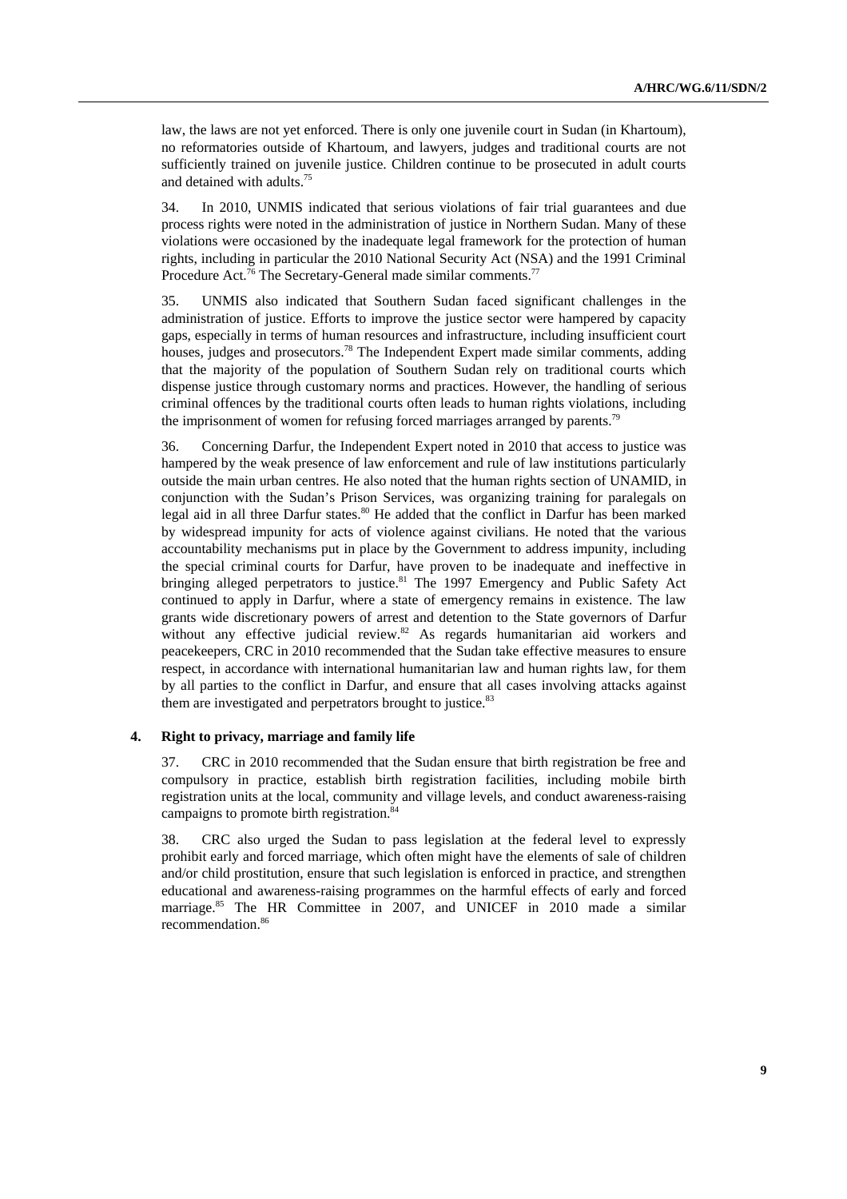law, the laws are not yet enforced. There is only one juvenile court in Sudan (in Khartoum), no reformatories outside of Khartoum, and lawyers, judges and traditional courts are not sufficiently trained on juvenile justice. Children continue to be prosecuted in adult courts and detained with adults.[75]

34. In 2010, UNMIS indicated that serious violations of fair trial guarantees and due process rights were noted in the administration of justice in Northern Sudan. Many of these violations were occasioned by the inadequate legal framework for the protection of human rights, including in particular the 2010 National Security Act (NSA) and the 1991 Criminal Procedure Act.[76] The Secretary-General made similar comments.[77]

35. UNMIS also indicated that Southern Sudan faced significant challenges in the administration of justice. Efforts to improve the justice sector were hampered by capacity gaps, especially in terms of human resources and infrastructure, including insufficient court houses, judges and prosecutors.[78] The Independent Expert made similar comments, adding that the majority of the population of Southern Sudan rely on traditional courts which dispense justice through customary norms and practices. However, the handling of serious criminal offences by the traditional courts often leads to human rights violations, including the imprisonment of women for refusing forced marriages arranged by parents.[79]

36. Concerning Darfur, the Independent Expert noted in 2010 that access to justice was hampered by the weak presence of law enforcement and rule of law institutions particularly outside the main urban centres. He also noted that the human rights section of UNAMID, in conjunction with the Sudan's Prison Services, was organizing training for paralegals on legal aid in all three Darfur states.[80] He added that the conflict in Darfur has been marked by widespread impunity for acts of violence against civilians. He noted that the various accountability mechanisms put in place by the Government to address impunity, including the special criminal courts for Darfur, have proven to be inadequate and ineffective in bringing alleged perpetrators to justice.[81] The 1997 Emergency and Public Safety Act continued to apply in Darfur, where a state of emergency remains in existence. The law grants wide discretionary powers of arrest and detention to the State governors of Darfur without any effective judicial review.[82] As regards humanitarian aid workers and peacekeepers, CRC in 2010 recommended that the Sudan take effective measures to ensure respect, in accordance with international humanitarian law and human rights law, for them by all parties to the conflict in Darfur, and ensure that all cases involving attacks against them are investigated and perpetrators brought to justice.[83]

#### 4. Right to privacy, marriage and family life

37. CRC in 2010 recommended that the Sudan ensure that birth registration be free and compulsory in practice, establish birth registration facilities, including mobile birth registration units at the local, community and village levels, and conduct awareness-raising campaigns to promote birth registration.[84]

38. CRC also urged the Sudan to pass legislation at the federal level to expressly prohibit early and forced marriage, which often might have the elements of sale of children and/or child prostitution, ensure that such legislation is enforced in practice, and strengthen educational and awareness-raising programmes on the harmful effects of early and forced marriage.[85] The HR Committee in 2007, and UNICEF in 2010 made a similar recommendation.[86]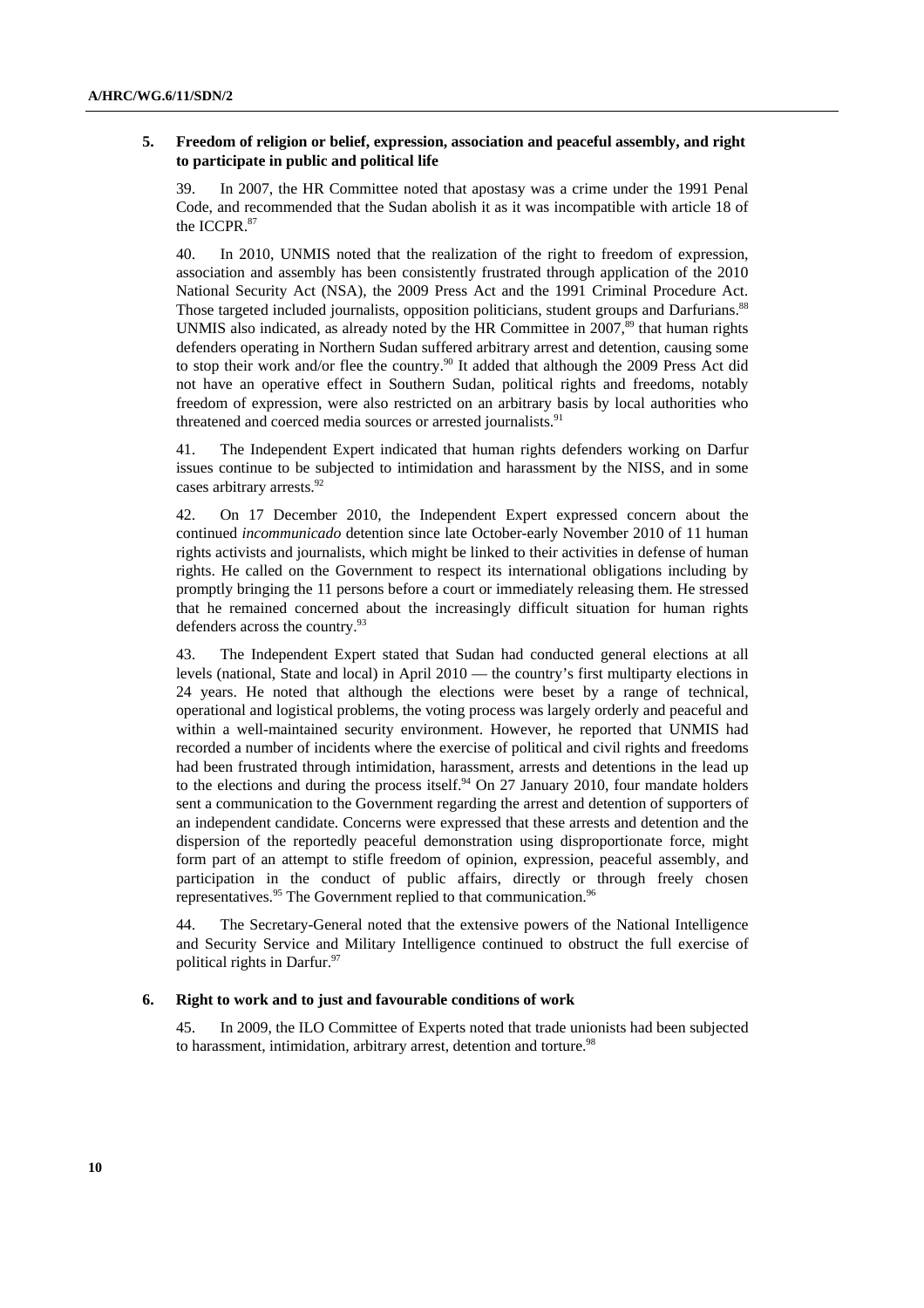### 5. Freedom of religion or belief, expression, association and peaceful assembly, and right to participate in public and political life

39. In 2007, the HR Committee noted that apostasy was a crime under the 1991 Penal Code, and recommended that the Sudan abolish it as it was incompatible with article 18 of the ICCPR.[87]

40. In 2010, UNMIS noted that the realization of the right to freedom of expression, association and assembly has been consistently frustrated through application of the 2010 National Security Act (NSA), the 2009 Press Act and the 1991 Criminal Procedure Act. Those targeted included journalists, opposition politicians, student groups and Darfurians.[88] UNMIS also indicated, as already noted by the HR Committee in 2007,[89] that human rights defenders operating in Northern Sudan suffered arbitrary arrest and detention, causing some to stop their work and/or flee the country.[90] It added that although the 2009 Press Act did not have an operative effect in Southern Sudan, political rights and freedoms, notably freedom of expression, were also restricted on an arbitrary basis by local authorities who threatened and coerced media sources or arrested journalists.[91]

41. The Independent Expert indicated that human rights defenders working on Darfur issues continue to be subjected to intimidation and harassment by the NISS, and in some cases arbitrary arrests.[92]

42. On 17 December 2010, the Independent Expert expressed concern about the continued *incommunicado* detention since late October-early November 2010 of 11 human rights activists and journalists, which might be linked to their activities in defense of human rights. He called on the Government to respect its international obligations including by promptly bringing the 11 persons before a court or immediately releasing them. He stressed that he remained concerned about the increasingly difficult situation for human rights defenders across the country.[93]

43. The Independent Expert stated that Sudan had conducted general elections at all levels (national, State and local) in April 2010 — the country's first multiparty elections in 24 years. He noted that although the elections were beset by a range of technical, operational and logistical problems, the voting process was largely orderly and peaceful and within a well-maintained security environment. However, he reported that UNMIS had recorded a number of incidents where the exercise of political and civil rights and freedoms had been frustrated through intimidation, harassment, arrests and detentions in the lead up to the elections and during the process itself.[94] On 27 January 2010, four mandate holders sent a communication to the Government regarding the arrest and detention of supporters of an independent candidate. Concerns were expressed that these arrests and detention and the dispersion of the reportedly peaceful demonstration using disproportionate force, might form part of an attempt to stifle freedom of opinion, expression, peaceful assembly, and participation in the conduct of public affairs, directly or through freely chosen representatives.[95] The Government replied to that communication.[96]

44. The Secretary-General noted that the extensive powers of the National Intelligence and Security Service and Military Intelligence continued to obstruct the full exercise of political rights in Darfur.[97]

### 6. Right to work and to just and favourable conditions of work

45. In 2009, the ILO Committee of Experts noted that trade unionists had been subjected to harassment, intimidation, arbitrary arrest, detention and torture.[98]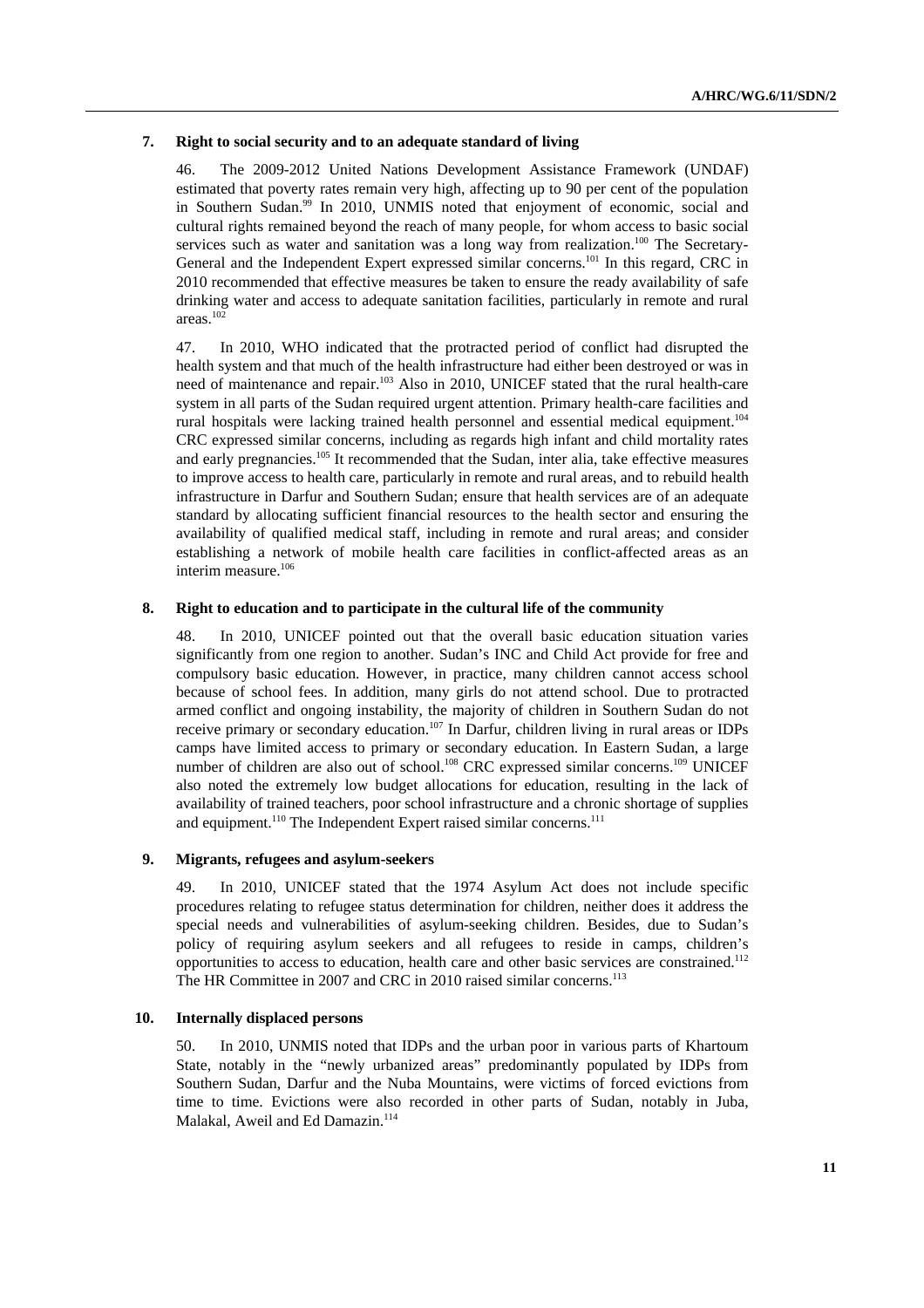### 7. Right to social security and to an adequate standard of living

46. The 2009-2012 United Nations Development Assistance Framework (UNDAF) estimated that poverty rates remain very high, affecting up to 90 per cent of the population in Southern Sudan.[99] In 2010, UNMIS noted that enjoyment of economic, social and cultural rights remained beyond the reach of many people, for whom access to basic social services such as water and sanitation was a long way from realization.[100] The Secretary-General and the Independent Expert expressed similar concerns.[101] In this regard, CRC in 2010 recommended that effective measures be taken to ensure the ready availability of safe drinking water and access to adequate sanitation facilities, particularly in remote and rural areas.[102]

47. In 2010, WHO indicated that the protracted period of conflict had disrupted the health system and that much of the health infrastructure had either been destroyed or was in need of maintenance and repair.[103] Also in 2010, UNICEF stated that the rural health-care system in all parts of the Sudan required urgent attention. Primary health-care facilities and rural hospitals were lacking trained health personnel and essential medical equipment.[104] CRC expressed similar concerns, including as regards high infant and child mortality rates and early pregnancies.[105] It recommended that the Sudan, inter alia, take effective measures to improve access to health care, particularly in remote and rural areas, and to rebuild health infrastructure in Darfur and Southern Sudan; ensure that health services are of an adequate standard by allocating sufficient financial resources to the health sector and ensuring the availability of qualified medical staff, including in remote and rural areas; and consider establishing a network of mobile health care facilities in conflict-affected areas as an interim measure.[106]

### 8. Right to education and to participate in the cultural life of the community

48. In 2010, UNICEF pointed out that the overall basic education situation varies significantly from one region to another. Sudan's INC and Child Act provide for free and compulsory basic education. However, in practice, many children cannot access school because of school fees. In addition, many girls do not attend school. Due to protracted armed conflict and ongoing instability, the majority of children in Southern Sudan do not receive primary or secondary education.[107] In Darfur, children living in rural areas or IDPs camps have limited access to primary or secondary education. In Eastern Sudan, a large number of children are also out of school.[108] CRC expressed similar concerns.[109] UNICEF also noted the extremely low budget allocations for education, resulting in the lack of availability of trained teachers, poor school infrastructure and a chronic shortage of supplies and equipment.[110] The Independent Expert raised similar concerns.[111]

### 9. Migrants, refugees and asylum-seekers

49. In 2010, UNICEF stated that the 1974 Asylum Act does not include specific procedures relating to refugee status determination for children, neither does it address the special needs and vulnerabilities of asylum-seeking children. Besides, due to Sudan's policy of requiring asylum seekers and all refugees to reside in camps, children's opportunities to access to education, health care and other basic services are constrained.[112] The HR Committee in 2007 and CRC in 2010 raised similar concerns.[113]

### 10. Internally displaced persons

50. In 2010, UNMIS noted that IDPs and the urban poor in various parts of Khartoum State, notably in the "newly urbanized areas" predominantly populated by IDPs from Southern Sudan, Darfur and the Nuba Mountains, were victims of forced evictions from time to time. Evictions were also recorded in other parts of Sudan, notably in Juba, Malakal, Aweil and Ed Damazin.[114]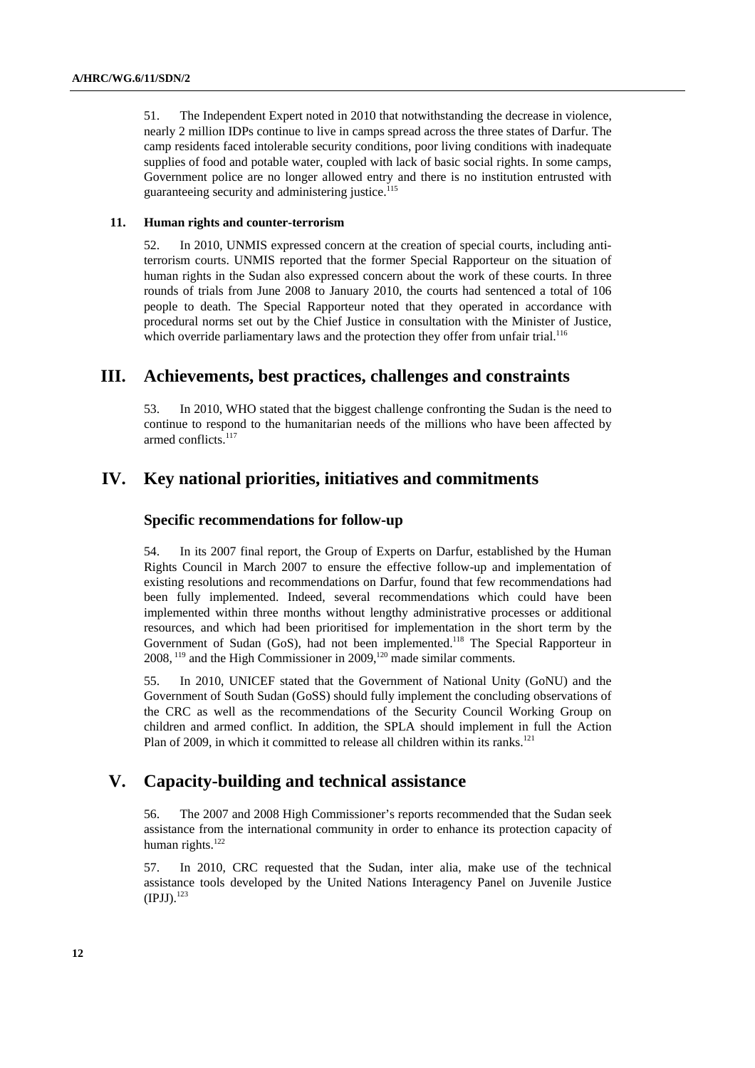51. The Independent Expert noted in 2010 that notwithstanding the decrease in violence, nearly 2 million IDPs continue to live in camps spread across the three states of Darfur. The camp residents faced intolerable security conditions, poor living conditions with inadequate supplies of food and potable water, coupled with lack of basic social rights. In some camps, Government police are no longer allowed entry and there is no institution entrusted with guaranteeing security and administering justice.[115]

### 11. Human rights and counter-terrorism

52. In 2010, UNMIS expressed concern at the creation of special courts, including anti-terrorism courts. UNMIS reported that the former Special Rapporteur on the situation of human rights in the Sudan also expressed concern about the work of these courts. In three rounds of trials from June 2008 to January 2010, the courts had sentenced a total of 106 people to death. The Special Rapporteur noted that they operated in accordance with procedural norms set out by the Chief Justice in consultation with the Minister of Justice, which override parliamentary laws and the protection they offer from unfair trial.[116]

## III. Achievements, best practices, challenges and constraints

53. In 2010, WHO stated that the biggest challenge confronting the Sudan is the need to continue to respond to the humanitarian needs of the millions who have been affected by armed conflicts.[117]

## IV. Key national priorities, initiatives and commitments

### Specific recommendations for follow-up

54. In its 2007 final report, the Group of Experts on Darfur, established by the Human Rights Council in March 2007 to ensure the effective follow-up and implementation of existing resolutions and recommendations on Darfur, found that few recommendations had been fully implemented. Indeed, several recommendations which could have been implemented within three months without lengthy administrative processes or additional resources, and which had been prioritised for implementation in the short term by the Government of Sudan (GoS), had not been implemented.[118] The Special Rapporteur in 2008,[119] and the High Commissioner in 2009,[120] made similar comments.

55. In 2010, UNICEF stated that the Government of National Unity (GoNU) and the Government of South Sudan (GoSS) should fully implement the concluding observations of the CRC as well as the recommendations of the Security Council Working Group on children and armed conflict. In addition, the SPLA should implement in full the Action Plan of 2009, in which it committed to release all children within its ranks.[121]

## V. Capacity-building and technical assistance

56. The 2007 and 2008 High Commissioner's reports recommended that the Sudan seek assistance from the international community in order to enhance its protection capacity of human rights.[122]

57. In 2010, CRC requested that the Sudan, inter alia, make use of the technical assistance tools developed by the United Nations Interagency Panel on Juvenile Justice (IPJJ).[123]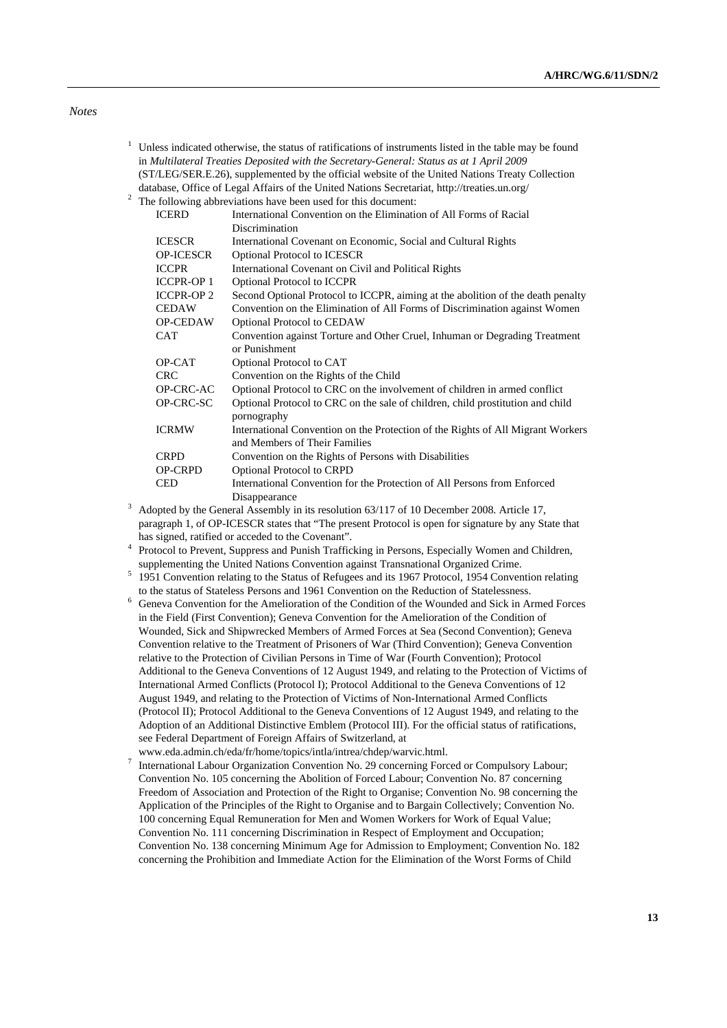*Notes*

1 Unless indicated otherwise, the status of ratifications of instruments listed in the table may be found in *Multilateral Treaties Deposited with the Secretary-General: Status as at 1 April 2009* (ST/LEG/SER.E.26), supplemented by the official website of the United Nations Treaty Collection database, Office of Legal Affairs of the United Nations Secretariat, http://treaties.un.org/

2 The following abbreviations have been used for this document:

| | |
|---|---|
| ICERD | International Convention on the Elimination of All Forms of Racial Discrimination |
| ICESCR | International Covenant on Economic, Social and Cultural Rights |
| OP-ICESCR | Optional Protocol to ICESCR |
| ICCPR | International Covenant on Civil and Political Rights |
| ICCPR-OP 1 | Optional Protocol to ICCPR |
| ICCPR-OP 2 | Second Optional Protocol to ICCPR, aiming at the abolition of the death penalty |
| CEDAW | Convention on the Elimination of All Forms of Discrimination against Women |
| OP-CEDAW | Optional Protocol to CEDAW |
| CAT | Convention against Torture and Other Cruel, Inhuman or Degrading Treatment or Punishment |
| OP-CAT | Optional Protocol to CAT |
| CRC | Convention on the Rights of the Child |
| OP-CRC-AC | Optional Protocol to CRC on the involvement of children in armed conflict |
| OP-CRC-SC | Optional Protocol to CRC on the sale of children, child prostitution and child pornography |
| ICRMW | International Convention on the Protection of the Rights of All Migrant Workers and Members of Their Families |
| CRPD | Convention on the Rights of Persons with Disabilities |
| OP-CRPD | Optional Protocol to CRPD |
| CED | International Convention for the Protection of All Persons from Enforced Disappearance |

3 Adopted by the General Assembly in its resolution 63/117 of 10 December 2008. Article 17, paragraph 1, of OP-ICESCR states that "The present Protocol is open for signature by any State that has signed, ratified or acceded to the Covenant".

4 Protocol to Prevent, Suppress and Punish Trafficking in Persons, Especially Women and Children, supplementing the United Nations Convention against Transnational Organized Crime.

5 1951 Convention relating to the Status of Refugees and its 1967 Protocol, 1954 Convention relating to the status of Stateless Persons and 1961 Convention on the Reduction of Statelessness.

6 Geneva Convention for the Amelioration of the Condition of the Wounded and Sick in Armed Forces in the Field (First Convention); Geneva Convention for the Amelioration of the Condition of Wounded, Sick and Shipwrecked Members of Armed Forces at Sea (Second Convention); Geneva Convention relative to the Treatment of Prisoners of War (Third Convention); Geneva Convention relative to the Protection of Civilian Persons in Time of War (Fourth Convention); Protocol Additional to the Geneva Conventions of 12 August 1949, and relating to the Protection of Victims of International Armed Conflicts (Protocol I); Protocol Additional to the Geneva Conventions of 12 August 1949, and relating to the Protection of Victims of Non-International Armed Conflicts (Protocol II); Protocol Additional to the Geneva Conventions of 12 August 1949, and relating to the Adoption of an Additional Distinctive Emblem (Protocol III). For the official status of ratifications, see Federal Department of Foreign Affairs of Switzerland, at www.eda.admin.ch/eda/fr/home/topics/intla/intrea/chdep/warvic.html.

7 International Labour Organization Convention No. 29 concerning Forced or Compulsory Labour; Convention No. 105 concerning the Abolition of Forced Labour; Convention No. 87 concerning Freedom of Association and Protection of the Right to Organise; Convention No. 98 concerning the Application of the Principles of the Right to Organise and to Bargain Collectively; Convention No. 100 concerning Equal Remuneration for Men and Women Workers for Work of Equal Value; Convention No. 111 concerning Discrimination in Respect of Employment and Occupation; Convention No. 138 concerning Minimum Age for Admission to Employment; Convention No. 182 concerning the Prohibition and Immediate Action for the Elimination of the Worst Forms of Child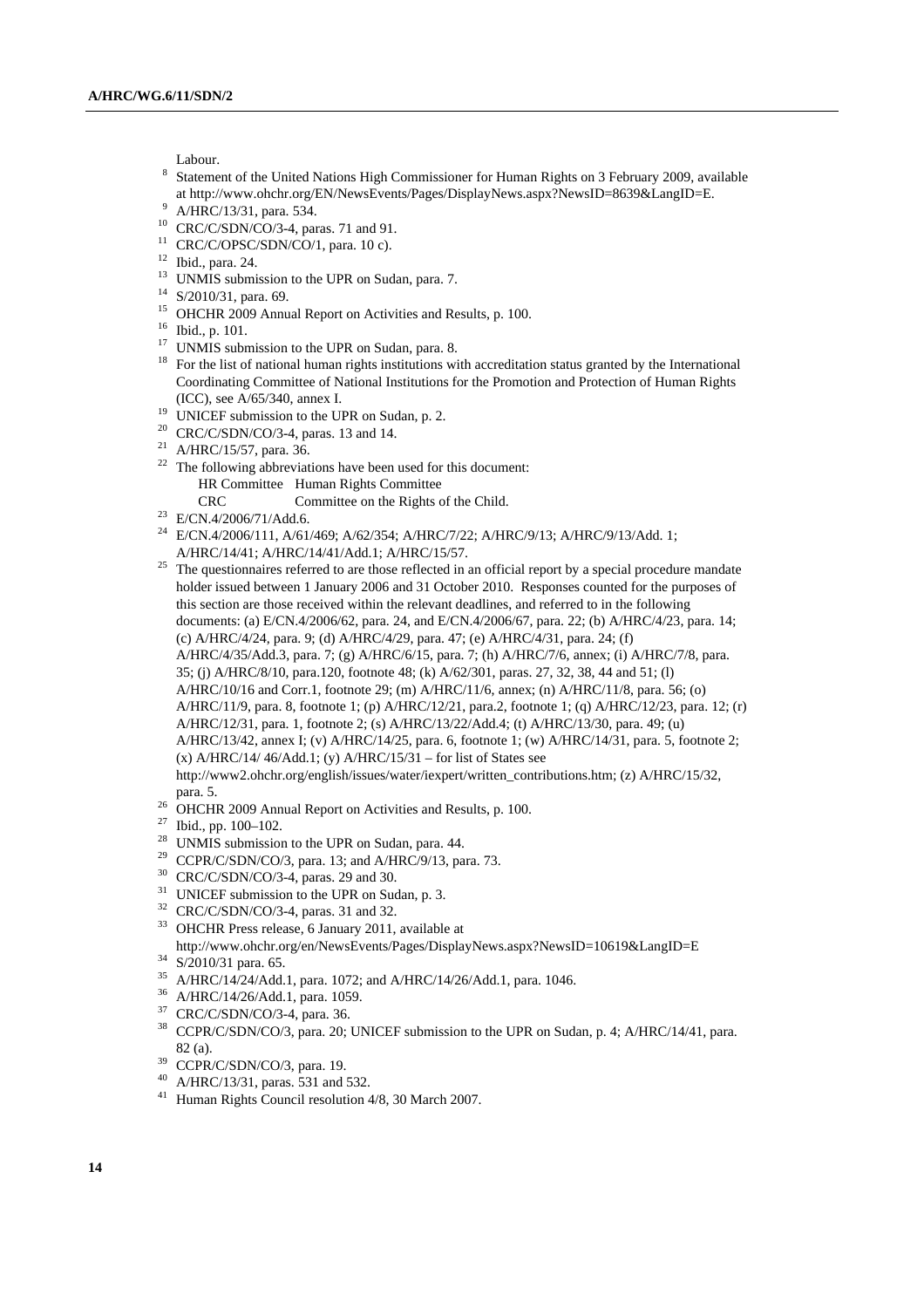Labour.

[8] Statement of the United Nations High Commissioner for Human Rights on 3 February 2009, available at http://www.ohchr.org/EN/NewsEvents/Pages/DisplayNews.aspx?NewsID=8639&LangID=E.

[9] A/HRC/13/31, para. 534.

[10] CRC/C/SDN/CO/3-4, paras. 71 and 91.

[11] CRC/C/OPSC/SDN/CO/1, para. 10 c).

[12] Ibid., para. 24.

[13] UNMIS submission to the UPR on Sudan, para. 7.

[14] S/2010/31, para. 69.

[15] OHCHR 2009 Annual Report on Activities and Results, p. 100.

[16] Ibid., p. 101.

[17] UNMIS submission to the UPR on Sudan, para. 8.

[18] For the list of national human rights institutions with accreditation status granted by the International Coordinating Committee of National Institutions for the Promotion and Protection of Human Rights (ICC), see A/65/340, annex I.

[19] UNICEF submission to the UPR on Sudan, p. 2.

[20] CRC/C/SDN/CO/3-4, paras. 13 and 14.

[21] A/HRC/15/57, para. 36.

[22] The following abbreviations have been used for this document:
HR Committee  Human Rights Committee
CRC  Committee on the Rights of the Child.

[23] E/CN.4/2006/71/Add.6.

[24] E/CN.4/2006/111, A/61/469; A/62/354; A/HRC/7/22; A/HRC/9/13; A/HRC/9/13/Add. 1; A/HRC/14/41; A/HRC/14/41/Add.1; A/HRC/15/57.

[25] The questionnaires referred to are those reflected in an official report by a special procedure mandate holder issued between 1 January 2006 and 31 October 2010. Responses counted for the purposes of this section are those received within the relevant deadlines, and referred to in the following documents: (a) E/CN.4/2006/62, para. 24, and E/CN.4/2006/67, para. 22; (b) A/HRC/4/23, para. 14; (c) A/HRC/4/24, para. 9; (d) A/HRC/4/29, para. 47; (e) A/HRC/4/31, para. 24; (f) A/HRC/4/35/Add.3, para. 7; (g) A/HRC/6/15, para. 7; (h) A/HRC/7/6, annex; (i) A/HRC/7/8, para. 35; (j) A/HRC/8/10, para.120, footnote 48; (k) A/62/301, paras. 27, 32, 38, 44 and 51; (l) A/HRC/10/16 and Corr.1, footnote 29; (m) A/HRC/11/6, annex; (n) A/HRC/11/8, para. 56; (o) A/HRC/11/9, para. 8, footnote 1; (p) A/HRC/12/21, para.2, footnote 1; (q) A/HRC/12/23, para. 12; (r) A/HRC/12/31, para. 1, footnote 2; (s) A/HRC/13/22/Add.4; (t) A/HRC/13/30, para. 49; (u) A/HRC/13/42, annex I; (v) A/HRC/14/25, para. 6, footnote 1; (w) A/HRC/14/31, para. 5, footnote 2; (x) A/HRC/14/ 46/Add.1; (y) A/HRC/15/31 – for list of States see http://www2.ohchr.org/english/issues/water/iexpert/written_contributions.htm; (z) A/HRC/15/32, para. 5.

[26] OHCHR 2009 Annual Report on Activities and Results, p. 100.

[27] Ibid., pp. 100–102.

[28] UNMIS submission to the UPR on Sudan, para. 44.

[29] CCPR/C/SDN/CO/3, para. 13; and A/HRC/9/13, para. 73.

[30] CRC/C/SDN/CO/3-4, paras. 29 and 30.

[31] UNICEF submission to the UPR on Sudan, p. 3.

[32] CRC/C/SDN/CO/3-4, paras. 31 and 32.

[33] OHCHR Press release, 6 January 2011, available at http://www.ohchr.org/en/NewsEvents/Pages/DisplayNews.aspx?NewsID=10619&LangID=E

[34] S/2010/31 para. 65.

[35] A/HRC/14/24/Add.1, para. 1072; and A/HRC/14/26/Add.1, para. 1046.

[36] A/HRC/14/26/Add.1, para. 1059.

[37] CRC/C/SDN/CO/3-4, para. 36.

[38] CCPR/C/SDN/CO/3, para. 20; UNICEF submission to the UPR on Sudan, p. 4; A/HRC/14/41, para. 82 (a).

[39] CCPR/C/SDN/CO/3, para. 19.

[40] A/HRC/13/31, paras. 531 and 532.

[41] Human Rights Council resolution 4/8, 30 March 2007.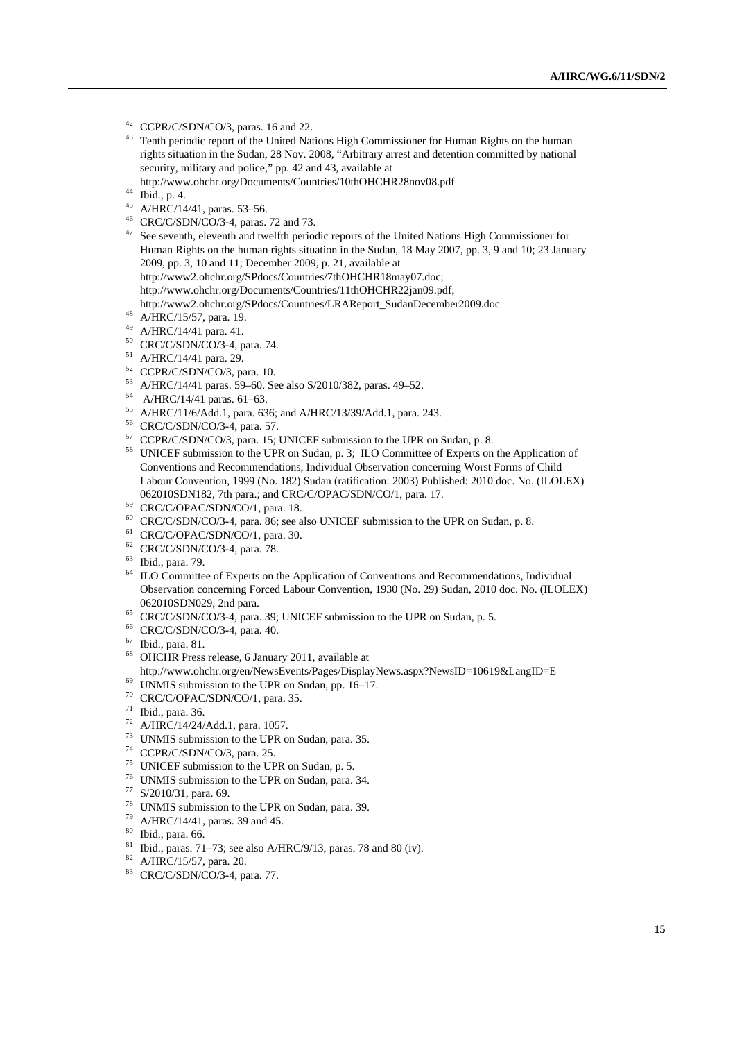[42] CCPR/C/SDN/CO/3, paras. 16 and 22.

[43] Tenth periodic report of the United Nations High Commissioner for Human Rights on the human rights situation in the Sudan, 28 Nov. 2008, "Arbitrary arrest and detention committed by national security, military and police," pp. 42 and 43, available at http://www.ohchr.org/Documents/Countries/10thOHCHR28nov08.pdf

[44] Ibid., p. 4.

[45] A/HRC/14/41, paras. 53–56.

[46] CRC/C/SDN/CO/3-4, paras. 72 and 73.

[47] See seventh, eleventh and twelfth periodic reports of the United Nations High Commissioner for Human Rights on the human rights situation in the Sudan, 18 May 2007, pp. 3, 9 and 10; 23 January 2009, pp. 3, 10 and 11; December 2009, p. 21, available at http://www2.ohchr.org/SPdocs/Countries/7thOHCHR18may07.doc; http://www.ohchr.org/Documents/Countries/11thOHCHR22jan09.pdf; http://www2.ohchr.org/SPdocs/Countries/LRAReport_SudanDecember2009.doc

[48] A/HRC/15/57, para. 19.

[49] A/HRC/14/41 para. 41.

[50] CRC/C/SDN/CO/3-4, para. 74.

[51] A/HRC/14/41 para. 29.

[52] CCPR/C/SDN/CO/3, para. 10.

[53] A/HRC/14/41 paras. 59–60. See also S/2010/382, paras. 49–52.

[54] A/HRC/14/41 paras. 61–63.

[55] A/HRC/11/6/Add.1, para. 636; and A/HRC/13/39/Add.1, para. 243.

[56] CRC/C/SDN/CO/3-4, para. 57.

[57] CCPR/C/SDN/CO/3, para. 15; UNICEF submission to the UPR on Sudan, p. 8.

[58] UNICEF submission to the UPR on Sudan, p. 3; ILO Committee of Experts on the Application of Conventions and Recommendations, Individual Observation concerning Worst Forms of Child Labour Convention, 1999 (No. 182) Sudan (ratification: 2003) Published: 2010 doc. No. (ILOLEX) 062010SDN182, 7th para.; and CRC/C/OPAC/SDN/CO/1, para. 17.

[59] CRC/C/OPAC/SDN/CO/1, para. 18.

[60] CRC/C/SDN/CO/3-4, para. 86; see also UNICEF submission to the UPR on Sudan, p. 8.

[61] CRC/C/OPAC/SDN/CO/1, para. 30.

[62] CRC/C/SDN/CO/3-4, para. 78.

[63] Ibid., para. 79.

[64] ILO Committee of Experts on the Application of Conventions and Recommendations, Individual Observation concerning Forced Labour Convention, 1930 (No. 29) Sudan, 2010 doc. No. (ILOLEX) 062010SDN029, 2nd para.

[65] CRC/C/SDN/CO/3-4, para. 39; UNICEF submission to the UPR on Sudan, p. 5.

[66] CRC/C/SDN/CO/3-4, para. 40.

[67] Ibid., para. 81.

[68] OHCHR Press release, 6 January 2011, available at http://www.ohchr.org/en/NewsEvents/Pages/DisplayNews.aspx?NewsID=10619&LangID=E

[69] UNMIS submission to the UPR on Sudan, pp. 16–17.

[70] CRC/C/OPAC/SDN/CO/1, para. 35.

[71] Ibid., para. 36.

[72] A/HRC/14/24/Add.1, para. 1057.

[73] UNMIS submission to the UPR on Sudan, para. 35.

[74] CCPR/C/SDN/CO/3, para. 25.

[75] UNICEF submission to the UPR on Sudan, p. 5.

[76] UNMIS submission to the UPR on Sudan, para. 34.

[77] S/2010/31, para. 69.

[78] UNMIS submission to the UPR on Sudan, para. 39.

[79] A/HRC/14/41, paras. 39 and 45.

[80] Ibid., para. 66.

[81] Ibid., paras. 71–73; see also A/HRC/9/13, paras. 78 and 80 (iv).

[82] A/HRC/15/57, para. 20.

[83] CRC/C/SDN/CO/3-4, para. 77.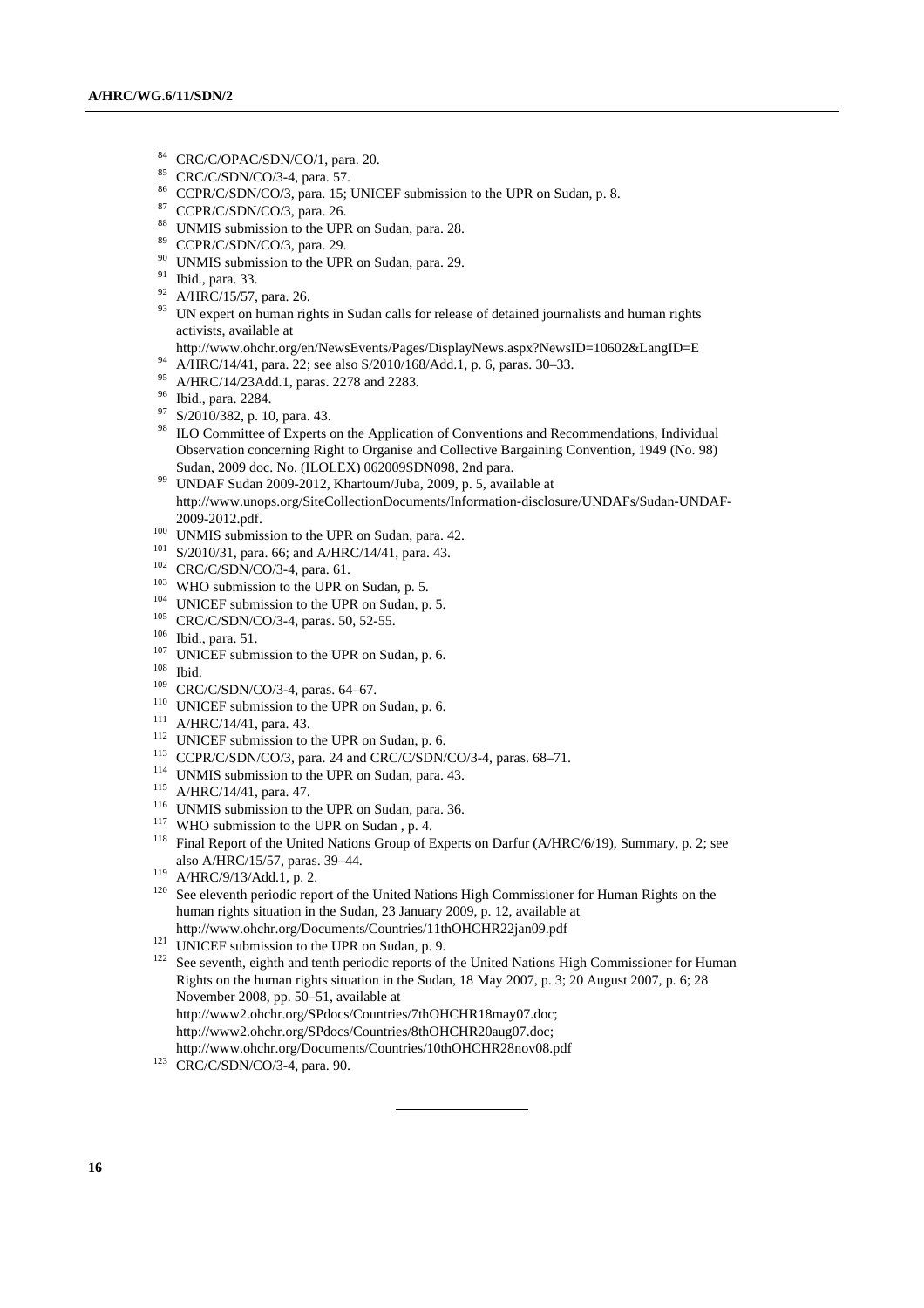[84] CRC/C/OPAC/SDN/CO/1, para. 20.

[85] CRC/C/SDN/CO/3-4, para. 57.

[86] CCPR/C/SDN/CO/3, para. 15; UNICEF submission to the UPR on Sudan, p. 8.

[87] CCPR/C/SDN/CO/3, para. 26.

[88] UNMIS submission to the UPR on Sudan, para. 28.

[89] CCPR/C/SDN/CO/3, para. 29.

[90] UNMIS submission to the UPR on Sudan, para. 29.

[91] Ibid., para. 33.

[92] A/HRC/15/57, para. 26.

[93] UN expert on human rights in Sudan calls for release of detained journalists and human rights activists, available at http://www.ohchr.org/en/NewsEvents/Pages/DisplayNews.aspx?NewsID=10602&LangID=E

[94] A/HRC/14/41, para. 22; see also S/2010/168/Add.1, p. 6, paras. 30–33.

[95] A/HRC/14/23Add.1, paras. 2278 and 2283.

[96] Ibid., para. 2284.

[97] S/2010/382, p. 10, para. 43.

[98] ILO Committee of Experts on the Application of Conventions and Recommendations, Individual Observation concerning Right to Organise and Collective Bargaining Convention, 1949 (No. 98) Sudan, 2009 doc. No. (ILOLEX) 062009SDN098, 2nd para.

[99] UNDAF Sudan 2009-2012, Khartoum/Juba, 2009, p. 5, available at http://www.unops.org/SiteCollectionDocuments/Information-disclosure/UNDAFs/Sudan-UNDAF-2009-2012.pdf.

[100] UNMIS submission to the UPR on Sudan, para. 42.

[101] S/2010/31, para. 66; and A/HRC/14/41, para. 43.

[102] CRC/C/SDN/CO/3-4, para. 61.

[103] WHO submission to the UPR on Sudan, p. 5.

[104] UNICEF submission to the UPR on Sudan, p. 5.

[105] CRC/C/SDN/CO/3-4, paras. 50, 52-55.

[106] Ibid., para. 51.

[107] UNICEF submission to the UPR on Sudan, p. 6.

[108] Ibid.

[109] CRC/C/SDN/CO/3-4, paras. 64–67.

[110] UNICEF submission to the UPR on Sudan, p. 6.

[111] A/HRC/14/41, para. 43.

[112] UNICEF submission to the UPR on Sudan, p. 6.

[113] CCPR/C/SDN/CO/3, para. 24 and CRC/C/SDN/CO/3-4, paras. 68–71.

[114] UNMIS submission to the UPR on Sudan, para. 43.

[115] A/HRC/14/41, para. 47.

[116] UNMIS submission to the UPR on Sudan, para. 36.

[117] WHO submission to the UPR on Sudan , p. 4.

[118] Final Report of the United Nations Group of Experts on Darfur (A/HRC/6/19), Summary, p. 2; see also A/HRC/15/57, paras. 39–44.

[119] A/HRC/9/13/Add.1, p. 2.

[120] See eleventh periodic report of the United Nations High Commissioner for Human Rights on the human rights situation in the Sudan, 23 January 2009, p. 12, available at http://www.ohchr.org/Documents/Countries/11thOHCHR22jan09.pdf

[121] UNICEF submission to the UPR on Sudan, p. 9.

[122] See seventh, eighth and tenth periodic reports of the United Nations High Commissioner for Human Rights on the human rights situation in the Sudan, 18 May 2007, p. 3; 20 August 2007, p. 6; 28 November 2008, pp. 50–51, available at http://www2.ohchr.org/SPdocs/Countries/7thOHCHR18may07.doc; http://www2.ohchr.org/SPdocs/Countries/8thOHCHR20aug07.doc; http://www.ohchr.org/Documents/Countries/10thOHCHR28nov08.pdf

[123] CRC/C/SDN/CO/3-4, para. 90.